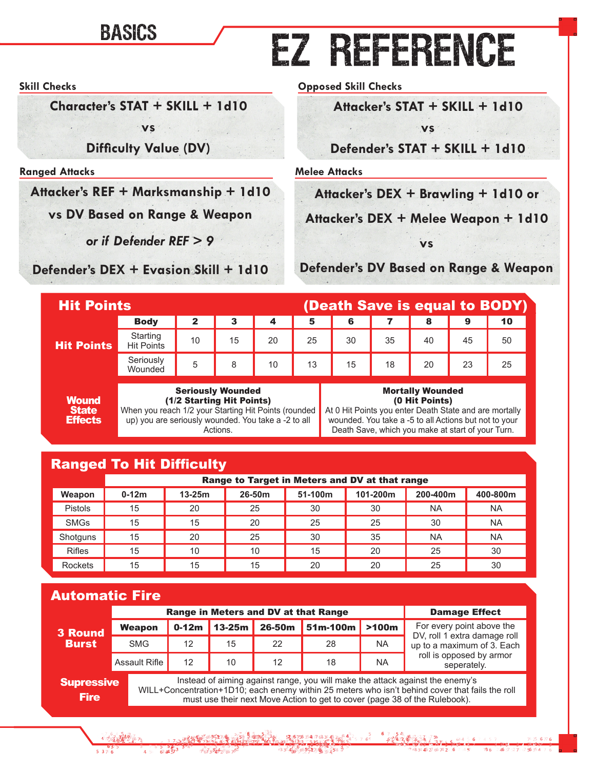# BASICS

# EZ REFERENCE

### Skill Checks

**Character's STAT + SKILL + 1d10**

**vs**

**Difficulty Value (DV)**

### Opposed Skill Checks

**Attacker's STAT + SKILL + 1d10**

**vs**

**Defender's STAT + SKILL + 1d10**

### Ranged Attacks

**Attacker's REF + Marksmanship + 1d10**

**vs DV Based on Range & Weapon**

***or if Defender REF > 9***

**Defender's DEX + Evasion Skill + 1d10**

### Melee Attacks

**Attacker's DEX + Brawling + 1d10 or**

**Attacker's DEX + Melee Weapon + 1d10**

**vs**

**Defender's DV Based on Range & Weapon**

## Hit Points (Death Save is equal to BODY)

| Hit Points | Body | 2 | 3 | 4 | 5 | 6 | 7 | 8 | 9 | 10 |
|---|---|---|---|---|---|---|---|---|---|---|
| | Starting Hit Points | 10 | 15 | 20 | 25 | 30 | 35 | 40 | 45 | 50 |
| | Seriously Wounded | 5 | 8 | 10 | 13 | 15 | 18 | 20 | 23 | 25 |

**Wound State Effects**

| Seriously Wounded (1/2 Starting Hit Points) | Mortally Wounded (0 Hit Points) |
|---|---|
| When you reach 1/2 your Starting Hit Points (rounded up) you are seriously wounded. You take a -2 to all Actions. | At 0 Hit Points you enter Death State and are mortally wounded. You take a -5 to all Actions but not to your Death Save, which you make at start of your Turn. |

## Ranged To Hit Difficulty

| | Range to Target in Meters and DV at that range | | | | | | |
|---|---|---|---|---|---|---|---|
| **Weapon** | **0-12m** | **13-25m** | **26-50m** | **51-100m** | **101-200m** | **200-400m** | **400-800m** |
| Pistols | 15 | 20 | 25 | 30 | 30 | NA | NA |
| SMGs | 15 | 15 | 20 | 25 | 25 | 30 | NA |
| Shotguns | 15 | 20 | 25 | 30 | 35 | NA | NA |
| Rifles | 15 | 10 | 10 | 15 | 20 | 25 | 30 |
| Rockets | 15 | 15 | 15 | 20 | 20 | 25 | 30 |

## Automatic Fire

**3 Round Burst**

| Range in Meters and DV at that Range | | | | | | Damage Effect |
|---|---|---|---|---|---|---|
| **Weapon** | **0-12m** | **13-25m** | **26-50m** | **51m-100m** | **>100m** | For every point above the DV, roll 1 extra damage roll up to a maximum of 3. Each roll is opposed by armor seperately. |
| SMG | 12 | 15 | 22 | 28 | NA | |
| Assault Rifle | 12 | 10 | 12 | 18 | NA | |

**Supressive Fire**

Instead of aiming against range, you will make the attack against the enemy's WILL+Concentration+1D10; each enemy within 25 meters who isn't behind cover that fails the roll must use their next Move Action to get to cover (page 38 of the Rulebook).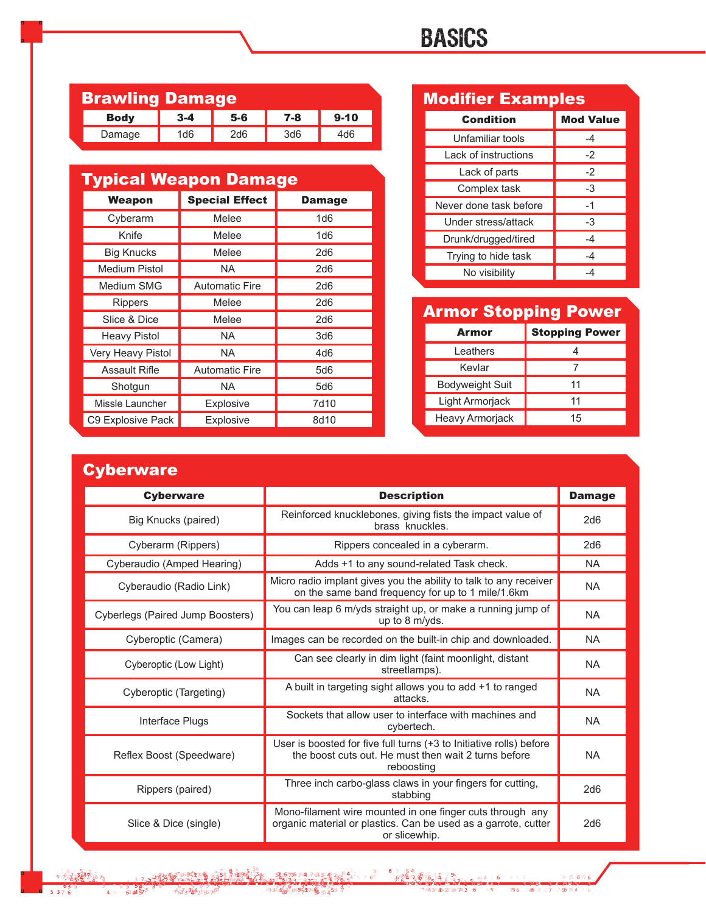# BASICS

## Brawling Damage

| Body | 3-4 | 5-6 | 7-8 | 9-10 |
|---|---|---|---|---|
| Damage | 1d6 | 2d6 | 3d6 | 4d6 |

## Typical Weapon Damage

| Weapon | Special Effect | Damage |
|---|---|---|
| Cyberarm | Melee | 1d6 |
| Knife | Melee | 1d6 |
| Big Knucks | Melee | 2d6 |
| Medium Pistol | NA | 2d6 |
| Medium SMG | Automatic Fire | 2d6 |
| Rippers | Melee | 2d6 |
| Slice & Dice | Melee | 2d6 |
| Heavy Pistol | NA | 3d6 |
| Very Heavy Pistol | NA | 4d6 |
| Assault Rifle | Automatic Fire | 5d6 |
| Shotgun | NA | 5d6 |
| Missle Launcher | Explosive | 7d10 |
| C9 Explosive Pack | Explosive | 8d10 |

## Modifier Examples

| Condition | Mod Value |
|---|---|
| Unfamiliar tools | -4 |
| Lack of instructions | -2 |
| Lack of parts | -2 |
| Complex task | -3 |
| Never done task before | -1 |
| Under stress/attack | -3 |
| Drunk/drugged/tired | -4 |
| Trying to hide task | -4 |
| No visibility | -4 |

## Armor Stopping Power

| Armor | Stopping Power |
|---|---|
| Leathers | 4 |
| Kevlar | 7 |
| Bodyweight Suit | 11 |
| Light Armorjack | 11 |
| Heavy Armorjack | 15 |

## Cyberware

| Cyberware | Description | Damage |
|---|---|---|
| Big Knucks (paired) | Reinforced knucklebones, giving fists the impact value of brass knuckles. | 2d6 |
| Cyberarm (Rippers) | Rippers concealed in a cyberarm. | 2d6 |
| Cyberaudio (Amped Hearing) | Adds +1 to any sound-related Task check. | NA |
| Cyberaudio (Radio Link) | Micro radio implant gives you the ability to talk to any receiver on the same band frequency for up to 1 mile/1.6km | NA |
| Cyberlegs (Paired Jump Boosters) | You can leap 6 m/yds straight up, or make a running jump of up to 8 m/yds. | NA |
| Cyberoptic (Camera) | Images can be recorded on the built-in chip and downloaded. | NA |
| Cyberoptic (Low Light) | Can see clearly in dim light (faint moonlight, distant streetlamps). | NA |
| Cyberoptic (Targeting) | A built in targeting sight allows you to add +1 to ranged attacks. | NA |
| Interface Plugs | Sockets that allow user to interface with machines and cybertech. | NA |
| Reflex Boost (Speedware) | User is boosted for five full turns (+3 to Initiative rolls) before the boost cuts out. He must then wait 2 turns before reboosting | NA |
| Rippers (paired) | Three inch carbo-glass claws in your fingers for cutting, stabbing | 2d6 |
| Slice & Dice (single) | Mono-filament wire mounted in one finger cuts through any organic material or plastics. Can be used as a garrote, cutter or slicewhip. | 2d6 |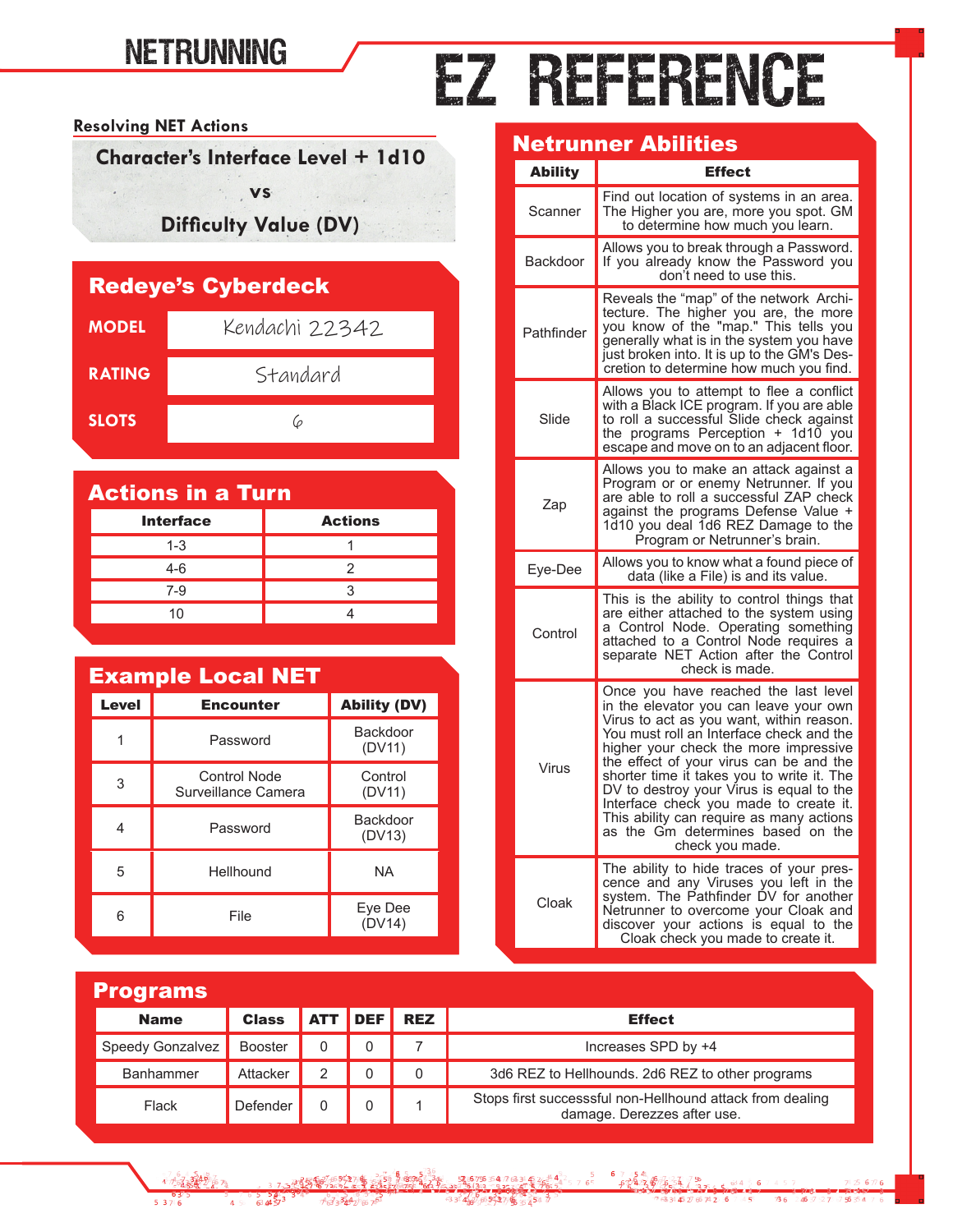# NETRUNNING

# EZ REFERENCE

## Resolving NET Actions

**Character's Interface Level + 1d10**

**vs**

**Difficulty Value (DV)**

## Redeye's Cyberdeck

| | |
|---|---|
| **MODEL** | Kendachi 22342 |
| **RATING** | Standard |
| **SLOTS** | 6 |

## Actions in a Turn

| Interface | Actions |
|---|---|
| 1-3 | 1 |
| 4-6 | 2 |
| 7-9 | 3 |
| 10 | 4 |

## Example Local NET

| Level | Encounter | Ability (DV) |
|---|---|---|
| 1 | Password | Backdoor (DV11) |
| 3 | Control Node Surveillance Camera | Control (DV11) |
| 4 | Password | Backdoor (DV13) |
| 5 | Hellhound | NA |
| 6 | File | Eye Dee (DV14) |

## Netrunner Abilities

| Ability | Effect |
|---|---|
| Scanner | Find out location of systems in an area. The Higher you are, more you spot. GM to determine how much you learn. |
| Backdoor | Allows you to break through a Password. If you already know the Password you don't need to use this. |
| Pathfinder | Reveals the "map" of the network Architecture. The higher you are, the more you know of the "map." This tells you generally what is in the system you have just broken into. It is up to the GM's Descretion to determine how much you find. |
| Slide | Allows you to attempt to flee a conflict with a Black ICE program. If you are able to roll a successful Slide check against the programs Perception + 1d10 you escape and move on to an adjacent floor. |
| Zap | Allows you to make an attack against a Program or or enemy Netrunner. If you are able to roll a successful ZAP check against the programs Defense Value + 1d10 you deal 1d6 REZ Damage to the Program or Netrunner's brain. |
| Eye-Dee | Allows you to know what a found piece of data (like a File) is and its value. |
| Control | This is the ability to control things that are either attached to the system using a Control Node. Operating something attached to a Control Node requires a separate NET Action after the Control check is made. |
| Virus | Once you have reached the last level in the elevator you can leave your own Virus to act as you want, within reason. You must roll an Interface check and the higher your check the more impressive the effect of your virus can be and the shorter time it takes you to write it. The DV to destroy your Virus is equal to the Interface check you made to create it. This ability can require as many actions as the Gm determines based on the check you made. |
| Cloak | The ability to hide traces of your prescence and any Viruses you left in the system. The Pathfinder DV for another Netrunner to overcome your Cloak and discover your actions is equal to the Cloak check you made to create it. |

## Programs

| Name | Class | ATT | DEF | REZ | Effect |
|---|---|---|---|---|---|
| Speedy Gonzalvez | Booster | 0 | 0 | 7 | Increases SPD by +4 |
| Banhammer | Attacker | 2 | 0 | 0 | 3d6 REZ to Hellhounds. 2d6 REZ to other programs |
| Flack | Defender | 0 | 0 | 1 | Stops first successsful non-Hellhound attack from dealing damage. Derezzes after use. |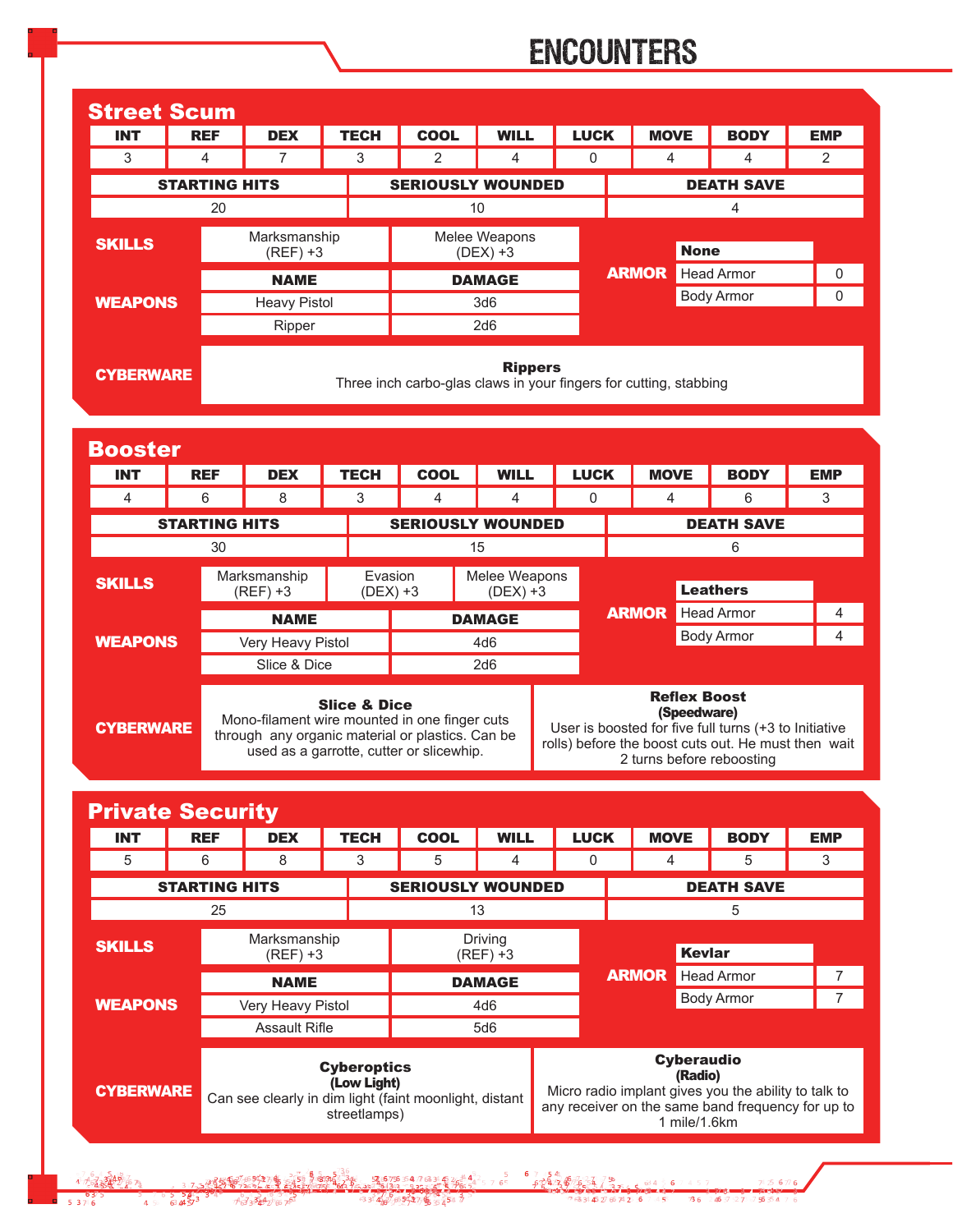# ENCOUNTERS

## Street Scum

| INT | REF | DEX | TECH | COOL | WILL | LUCK | MOVE | BODY | EMP |
|---|---|---|---|---|---|---|---|---|---|
| 3 | 4 | 7 | 3 | 2 | 4 | 0 | 4 | 4 | 2 |

| STARTING HITS | SERIOUSLY WOUNDED | DEATH SAVE |
|---|---|---|
| 20 | 10 | 4 |

**SKILLS**

- Marksmanship (REF) +3
- Melee Weapons (DEX) +3

**WEAPONS**

| NAME | DAMAGE |
|---|---|
| Heavy Pistol | 3d6 |
| Ripper | 2d6 |

**ARMOR**

| None | |
|---|---|
| Head Armor | 0 |
| Body Armor | 0 |

**CYBERWARE**

**Rippers**
Three inch carbo-glas claws in your fingers for cutting, stabbing

## Booster

| INT | REF | DEX | TECH | COOL | WILL | LUCK | MOVE | BODY | EMP |
|---|---|---|---|---|---|---|---|---|---|
| 4 | 6 | 8 | 3 | 4 | 4 | 0 | 4 | 6 | 3 |

| STARTING HITS | SERIOUSLY WOUNDED | DEATH SAVE |
|---|---|---|
| 30 | 15 | 6 |

**SKILLS**

- Marksmanship (REF) +3
- Evasion (DEX) +3
- Melee Weapons (DEX) +3

**WEAPONS**

| NAME | DAMAGE |
|---|---|
| Very Heavy Pistol | 4d6 |
| Slice & Dice | 2d6 |

**ARMOR**

| Leathers | |
|---|---|
| Head Armor | 4 |
| Body Armor | 4 |

**CYBERWARE**

**Slice & Dice**
Mono-filament wire mounted in one finger cuts through any organic material or plastics. Can be used as a garrote, cutter or slicewhip.

**Reflex Boost**
**(Speedware)**
User is boosted for five full turns (+3 to Initiative rolls) before the boost cuts out. He must then wait 2 turns before rebooting

## Private Security

| INT | REF | DEX | TECH | COOL | WILL | LUCK | MOVE | BODY | EMP |
|---|---|---|---|---|---|---|---|---|---|
| 5 | 6 | 8 | 3 | 5 | 4 | 0 | 4 | 5 | 3 |

| STARTING HITS | SERIOUSLY WOUNDED | DEATH SAVE |
|---|---|---|
| 25 | 13 | 5 |

**SKILLS**

- Marksmanship (REF) +3
- Driving (REF) +3

**WEAPONS**

| NAME | DAMAGE |
|---|---|
| Very Heavy Pistol | 4d6 |
| Assault Rifle | 5d6 |

**ARMOR**

| Kevlar | |
|---|---|
| Head Armor | 7 |
| Body Armor | 7 |

**CYBERWARE**

**Cyberoptics**
**(Low Light)**
Can see clearly in dim light (faint moonlight, distant streetlamps)

**Cyberaudio**
**(Radio)**
Micro radio implant gives you the ability to talk to any receiver on the same band frequency for up to 1 mile/1.6km